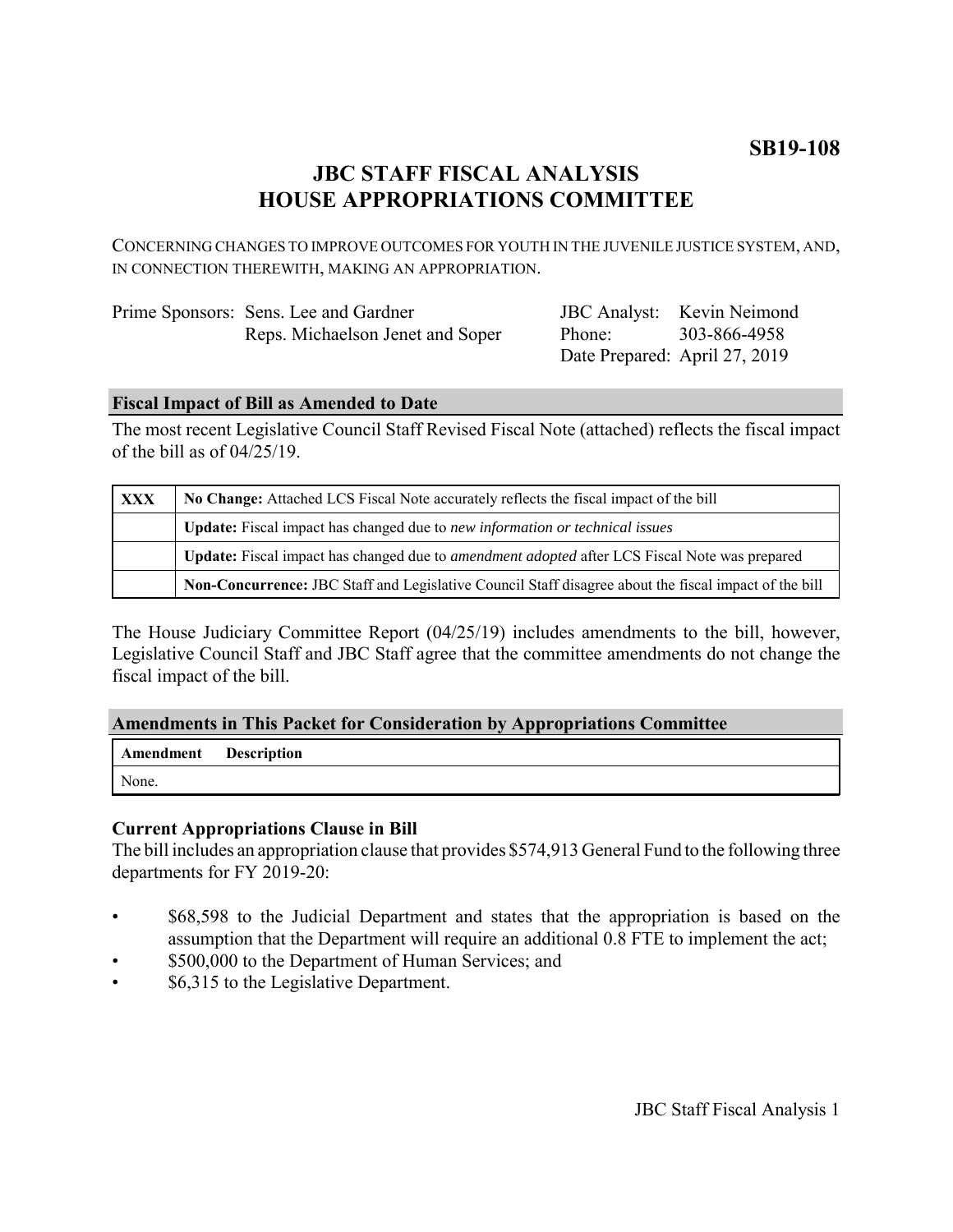**SB19-108**

# JBC STAFF FISCAL ANALYSIS
# HOUSE APPROPRIATIONS COMMITTEE

CONCERNING CHANGES TO IMPROVE OUTCOMES FOR YOUTH IN THE JUVENILE JUSTICE SYSTEM, AND, IN CONNECTION THEREWITH, MAKING AN APPROPRIATION.

| | | | |
|---|---|---|---|
| Prime Sponsors: | Sens. Lee and Gardner | JBC Analyst: | Kevin Neimond |
| | Reps. Michaelson Jenet and Soper | Phone: | 303-866-4958 |
| | | Date Prepared: | April 27, 2019 |

## Fiscal Impact of Bill as Amended to Date

The most recent Legislative Council Staff Revised Fiscal Note (attached) reflects the fiscal impact of the bill as of 04/25/19.

| | |
|---|---|
| **XXX** | **No Change:** Attached LCS Fiscal Note accurately reflects the fiscal impact of the bill |
| | **Update:** Fiscal impact has changed due to *new information or technical issues* |
| | **Update:** Fiscal impact has changed due to *amendment adopted* after LCS Fiscal Note was prepared |
| | **Non-Concurrence:** JBC Staff and Legislative Council Staff disagree about the fiscal impact of the bill |

The House Judiciary Committee Report (04/25/19) includes amendments to the bill, however, Legislative Council Staff and JBC Staff agree that the committee amendments do not change the fiscal impact of the bill.

## Amendments in This Packet for Consideration by Appropriations Committee

| **Amendment** | **Description** |
|---|---|
| None. | |

### Current Appropriations Clause in Bill

The bill includes an appropriation clause that provides $574,913 General Fund to the following three departments for FY 2019-20:

- $68,598 to the Judicial Department and states that the appropriation is based on the assumption that the Department will require an additional 0.8 FTE to implement the act;
- $500,000 to the Department of Human Services; and
- $6,315 to the Legislative Department.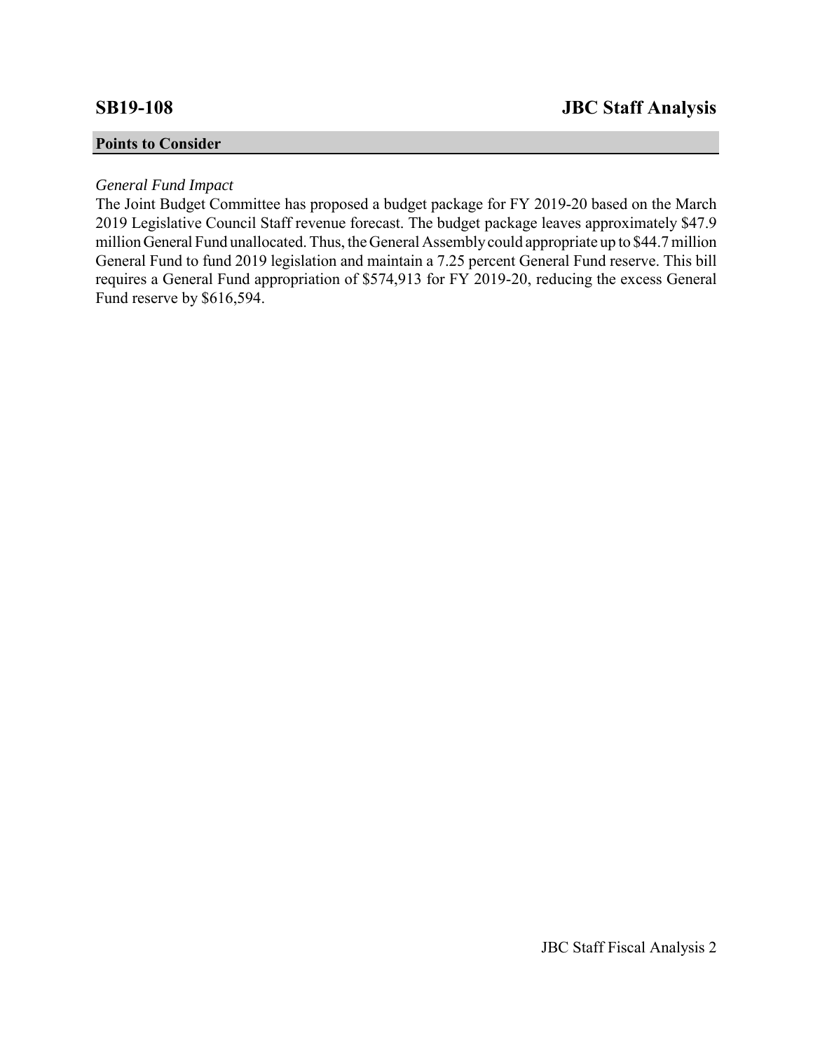## Points to Consider

*General Fund Impact*

The Joint Budget Committee has proposed a budget package for FY 2019-20 based on the March 2019 Legislative Council Staff revenue forecast. The budget package leaves approximately $47.9 million General Fund unallocated. Thus, the General Assembly could appropriate up to $44.7 million General Fund to fund 2019 legislation and maintain a 7.25 percent General Fund reserve. This bill requires a General Fund appropriation of $574,913 for FY 2019-20, reducing the excess General Fund reserve by $616,594.